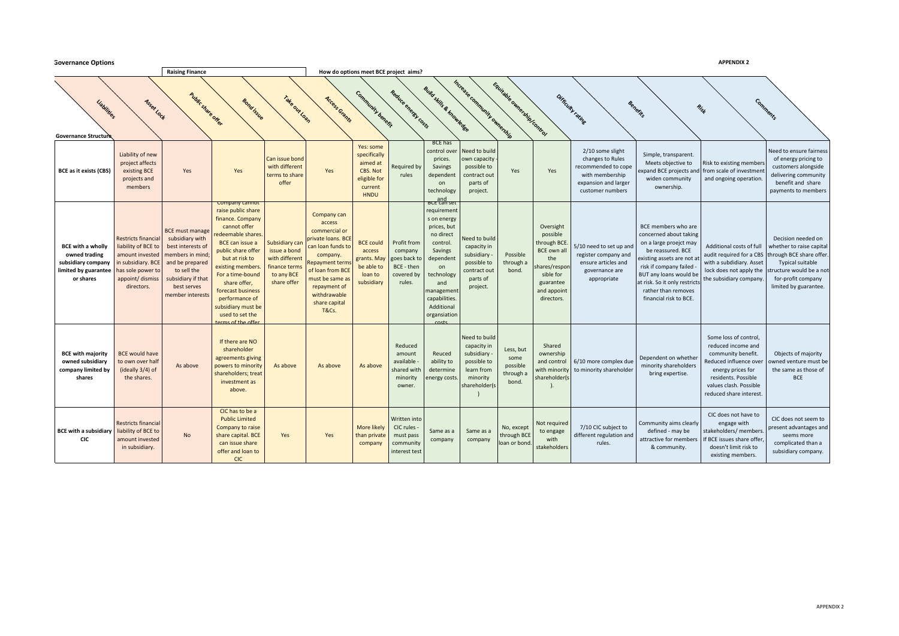# Governance Options

APPENDIX 2

| Governance Structure | Liabilities | Asset Lock | Raising Finance: Public share offer | Bond issue | Take out Loan | Access Grants | How do options meet BCE project aims?: Community benefit | Reduce energy costs | Build skills & knowledge | Increase community ownership | Equitable ownership/control | Difficulty rating | Benefits | Risk | Comments |
|---|---|---|---|---|---|---|---|---|---|---|---|---|---|---|---|
| **BCE as it exists (CBS)** | Liability of new project affects existing BCE projects and members | Yes | Yes | Yes | Can issue bond with different terms to share offer | Yes | Yes: some specifically aimed at CBS. Not eligible for current HNDU | Required by rules | BCE has control over prices. Savings dependent on technology and | Need to build own capacity - possible to contract out parts of project. | Yes | Yes | 2/10 some slight changes to Rules recommended to cope with membership expansion and larger customer numbers | Simple, transparent. Meets objective to expand BCE projects and widen community ownership. | Risk to existing members from scale of investment and ongoing operation. | Need to ensure fairness of energy pricing to customers alongside delivering community benefit and share payments to members |
| **BCE with a wholly owned trading subsidiary company limited by guarantee or shares** | Restricts financial liability of BCE to amount invested in subsidiary. BCE has sole power to appoint/ dismiss directors. | BCE must manage subsidiary with best interests of members in mind; and be prepared to sell the subsidiary if that best serves member interests | Company cannot raise public share finance. Company cannot offer redeemable shares. BCE can issue a public share offer but at risk to existing members. For a time-bound share offer, forecast business performance of subsidiary must be used to set the terms of the offer | Subsidiary can issue a bond with different finance terms to any BCE share offer | Company can access commercial or private loans. BCE can loan funds to company. Repayment terms of loan from BCE must be same as repayment of withdrawable share capital T&Cs. | BCE could access grants. May be able to loan to subsidiary | Profit from company goes back to BCE - then covered by rules. | BCE can set requirement s on energy prices, but no direct control. Savings dependent on technology and management capabilities. Additional organsiation costs | Need to build capacity in subsidiary - possible to contract out parts of project. | Possible through a bond. | Oversight possible through BCE. BCE own all the shares/respon sible for guarantee and appoint directors. | 5/10 need to set up and register company and ensure articles and governance are appropriate | BCE members who are concerned about taking on a large proejct may be reassured. BCE existing assets are not at risk if company failed - BUT any loans would be at risk. So it only restricts rather than removes financial risk to BCE. | Additional costs of full audit required for a CBS with a subdiary. Asset lock does not apply the the subsidiary company. | Decision needed on whether to raise capital through BCE share offer. Typical suitable structure would be a not-for-profit company limited by guarantee. |
| **BCE with majority owned subsidiary company limited by shares** | BCE would have to own over half (ideally 3/4) of the shares. | As above | If there are NO shareholder agreements giving powers to minority shareholders; treat investment as above. | As above | As above | As above | Reduced amount available - shared with minority owner. | Reuced ability to determine energy costs. | Need to build capacity in subsidiary - possible to learn from minority shareholder(s) | Less, but some possible through a bond. | Shared ownership and control with minority shareholder(s). | 6/10 more complex due to minority shareholder | Dependent on whether minority shareholders bring expertise. | Some loss of control, reduced income and community benefit. Reduced influence over energy prices for residents. Possible values clash. Possible reduced share interest. | Objects of majority owned venture must be the same as those of BCE |
| **BCE with a subsidiary CIC** | Restricts financial liability of BCE to amount invested in subsidiary. | No | CIC has to be a Public Limited Company to raise share capital. BCE can issue share offer and loan to CIC | Yes | Yes | More likely than private company | Written into CIC rules - must pass community interest test | Same as a company | Same as a company | No, except through BCE loan or bond. | Not required to engage with stakeholders | 7/10 CIC subject to different regulation and rules. | Community aims clearly defined - may be attractive for members & community. | CIC does not have to engage with stakeholders/ members. If BCE issues share offer, doesn't limit risk to existing members. | CIC does not seem to present advantages and seems more complicated than a subsidiary company. |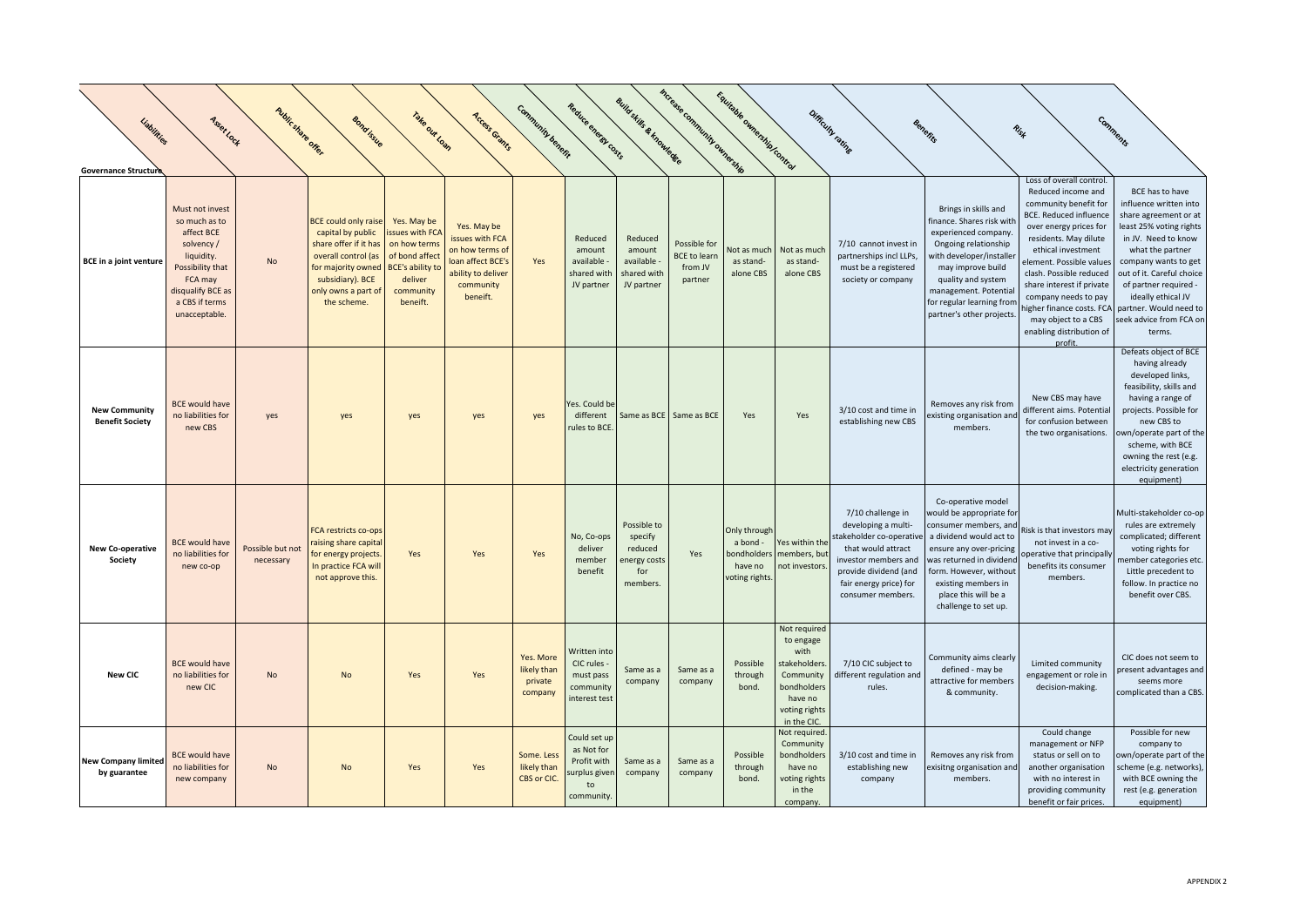| Governance Structure | Liabilities | Asset Lock | Public share offer | Bond issue | Take out Loan | Access Grants | Community benefit | Reduce energy costs | Build skills & knowledge | Increase community ownership | Equitable ownership/control | Difficulty rating | Benefits | Risk | Comments |
|---|---|---|---|---|---|---|---|---|---|---|---|---|---|---|---|
| **BCE in a joint venture** | Must not invest so much as to affect BCE solvency / liquidity. Possibility that FCA may disqualify BCE as a CBS if terms unacceptable. | No | BCE could only raise capital by public share offer if it has overall control (as for majority owned subsidiary). BCE only owns a part of the scheme. | Yes. May be issues with FCA on how terms of bond affect BCE's ability to deliver community beneift. | Yes. May be issues with FCA on how terms of loan affect BCE's ability to deliver community beneift. | Yes | Reduced amount available - shared with JV partner | Reduced amount available - shared with JV partner | Possible for BCE to learn from JV partner | Not as much as stand-alone CBS | Not as much as stand-alone CBS | 7/10 cannot invest in partnerships incl LLPs, must be a registered society or company | Brings in skills and finance. Shares risk with experienced company. Ongoing relationship with developer/installer may improve build quality and system management. Potential for regular learning from partner's other projects. | Loss of overall control. Reduced income and community benefit for BCE. Reduced influence over energy prices for residents. May dilute ethical investment element. Possible values clash. Possible reduced share interest if private company needs to pay higher finance costs. FCA may object to a CBS enabling distribution of profit. | BCE has to have influence written into share agreement or at least 25% voting rights in JV. Need to know what the partner company wants to get out of it. Careful choice of partner required - ideally ethical JV partner. Would need to seek advice from FCA on terms. |
| **New Community Benefit Society** | BCE would have no liabilities for new CBS | yes | yes | yes | yes | yes | Yes. Could be different rules to BCE. | Same as BCE | Same as BCE | Yes | Yes | 3/10 cost and time in establishing new CBS | Removes any risk from existing organisation and members. | New CBS may have different aims. Potential for confusion between the two organisations. | Defeats object of BCE having already developed links, feasibility, skills and having a range of projects. Possible for new CBS to own/operate part of the scheme, with BCE owning the rest (e.g. electricity generation equipment) |
| **New Co-operative Society** | BCE would have no liabilities for new co-op | Possible but not necessary | FCA restricts co-ops raising share capital for energy projects. In practice FCA will not approve this. | Yes | Yes | Yes | No, Co-ops deliver member benefit | Possible to specify reduced energy costs for members. | Yes | Only through a bond - bondholders have no voting rights. | Yes within the members, but not investors. | 7/10 challenge in developing a multi-stakeholder co-operative that would attract investor members and provide dividend (and fair energy price) for consumer members. | Co-operative model would be appropriate for consumer members, and a dividend would act to ensure any over-pricing was returned in dividend form. However, without existing members in place this will be a challenge to set up. | Risk is that investors may not invest in a co-operative that principally benefits its consumer members. | Multi-stakeholder co-op rules are extremely complicated; different voting rights for member categories etc. Little precedent to follow. In practice no benefit over CBS. |
| **New CIC** | BCE would have no liabilities for new CIC | No | No | Yes | Yes | Yes. More likely than private company | Written into CIC rules - must pass community interest test | Same as a company | Same as a company | Possible through bond. | Not required to engage with stakeholders. Community bondholders have no voting rights in the CIC. | 7/10 CIC subject to different regulation and rules. | Community aims clearly defined - may be attractive for members & community. | Limited community engagement or role in decision-making. | CIC does not seem to present advantages and seems more complicated than a CBS. |
| **New Company limited by guarantee** | BCE would have no liabilities for new company | No | No | Yes | Yes | Some. Less likely than CBS or CIC. | Could set up as Not for Profit with surplus given to community. | Same as a company | Same as a company | Possible through bond. | Not required. Community bondholders have no voting rights in the company. | 3/10 cost and time in establishing new company | Removes any risk from exisitng organisation and members. | Could change management or NFP status or sell on to another organisation with no interest in providing community benefit or fair prices. | Possible for new company to own/operate part of the scheme (e.g. networks), with BCE owning the rest (e.g. generation equipment) |

APPENDIX 2